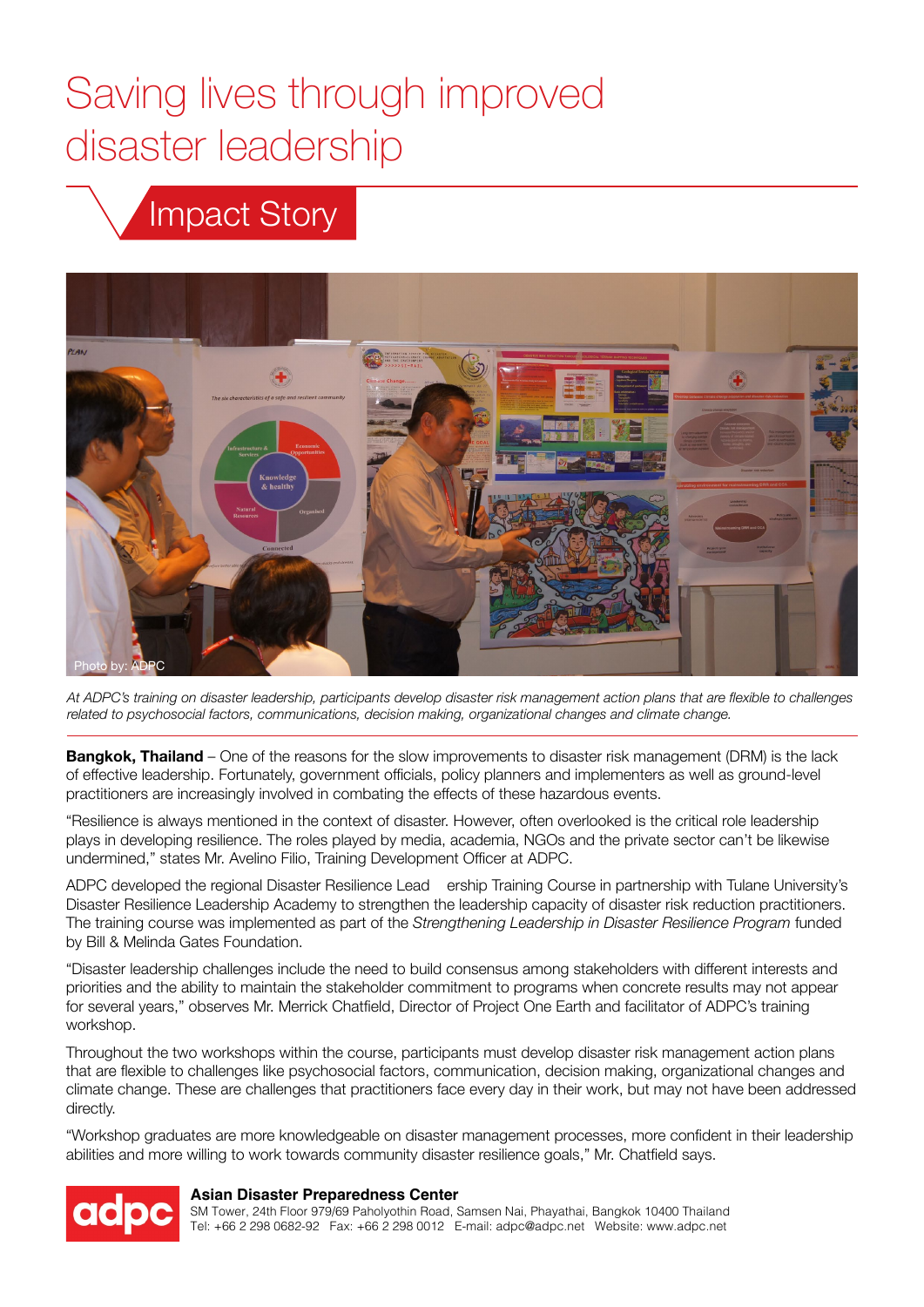# Saving lives through improved disaster leadership

## Impact Story

Photo by: ADPC

*At ADPC's training on disaster leadership, participants develop disaster risk management action plans that are flexible to challenges related to psychosocial factors, communications, decision making, organizational changes and climate change.*

**Bangkok, Thailand** – One of the reasons for the slow improvements to disaster risk management (DRM) is the lack of effective leadership. Fortunately, government officials, policy planners and implementers as well as ground-level practitioners are increasingly involved in combating the effects of these hazardous events.

"Resilience is always mentioned in the context of disaster. However, often overlooked is the critical role leadership plays in developing resilience. The roles played by media, academia, NGOs and the private sector can't be likewise undermined," states Mr. Avelino Filio, Training Development Officer at ADPC.

ADPC developed the regional Disaster Resilience Leadership Training Course in partnership with Tulane University's Disaster Resilience Leadership Academy to strengthen the leadership capacity of disaster risk reduction practitioners. The training course was implemented as part of the *Strengthening Leadership in Disaster Resilience Program* funded by Bill & Melinda Gates Foundation.

"Disaster leadership challenges include the need to build consensus among stakeholders with different interests and priorities and the ability to maintain the stakeholder commitment to programs when concrete results may not appear for several years," observes Mr. Merrick Chatfield, Director of Project One Earth and facilitator of ADPC's training workshop.

Throughout the two workshops within the course, participants must develop disaster risk management action plans that are flexible to challenges like psychosocial factors, communication, decision making, organizational changes and climate change. These are challenges that practitioners face every day in their work, but may not have been addressed directly.

"Workshop graduates are more knowledgeable on disaster management processes, more confident in their leadership abilities and more willing to work towards community disaster resilience goals," Mr. Chatfield says.

adpc

**Asian Disaster Preparedness Center**
SM Tower, 24th Floor 979/69 Paholyothin Road, Samsen Nai, Phayathai, Bangkok 10400 Thailand
Tel: +66 2 298 0682-92 Fax: +66 2 298 0012 E-mail: adpc@adpc.net Website: www.adpc.net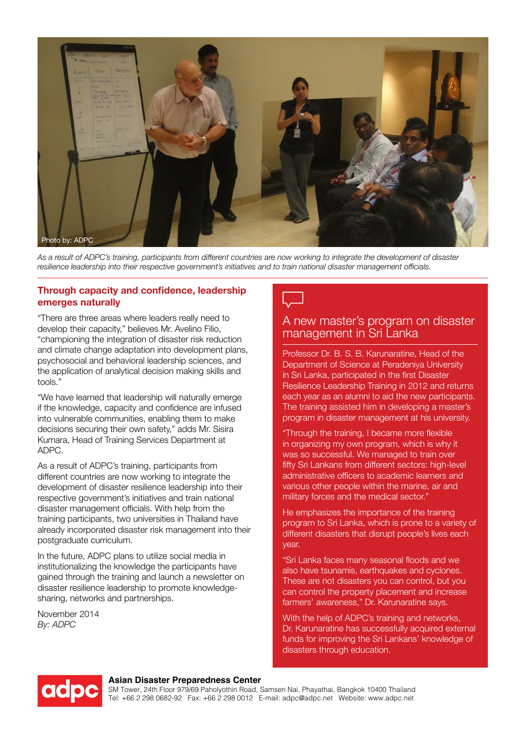Photo by: ADPC

*As a result of ADPC's training, participants from different countries are now working to integrate the development of disaster resilience leadership into their respective government's initiatives and to train national disaster management officials.*

## Through capacity and confidence, leadership emerges naturally

"There are three areas where leaders really need to develop their capacity," believes Mr. Avelino Filio, "championing the integration of disaster risk reduction and climate change adaptation into development plans, psychosocial and behavioral leadership sciences, and the application of analytical decision making skills and tools."

"We have learned that leadership will naturally emerge if the knowledge, capacity and confidence are infused into vulnerable communities, enabling them to make decisions securing their own safety," adds Mr. Sisira Kumara, Head of Training Services Department at ADPC.

As a result of ADPC's training, participants from different countries are now working to integrate the development of disaster resilience leadership into their respective government's initiatives and train national disaster management officials. With help from the training participants, two universities in Thailand have already incorporated disaster risk management into their postgraduate curriculum.

In the future, ADPC plans to utilize social media in institutionalizing the knowledge the participants have gained through the training and launch a newsletter on disaster resilience leadership to promote knowledge-sharing, networks and partnerships.

November 2014
*By: ADPC*

## A new master's program on disaster management in Sri Lanka

Professor Dr. B. S. B. Karunaratine, Head of the Department of Science at Peradeniya University in Sri Lanka, participated in the first Disaster Resilience Leadership Training in 2012 and returns each year as an alumni to aid the new participants. The training assisted him in developing a master's program in disaster management at his university.

"Through the training, I became more flexible in organizing my own program, which is why it was so successful. We managed to train over fifty Sri Lankans from different sectors: high-level administrative officers to academic learners and various other people within the marine, air and military forces and the medical sector."

He emphasizes the importance of the training program to Sri Lanka, which is prone to a variety of different disasters that disrupt people's lives each year.

"Sri Lanka faces many seasonal floods and we also have tsunamis, earthquakes and cyclones. These are not disasters you can control, but you can control the property placement and increase farmers' awareness," Dr. Karunaratine says.

With the help of ADPC's training and networks, Dr. Karunaratine has successfully acquired external funds for improving the Sri Lankans' knowledge of disasters through education.

**Asian Disaster Preparedness Center**
SM Tower, 24th Floor 979/69 Paholyothin Road, Samsen Nai, Phayathai, Bangkok 10400 Thailand
Tel: +66 2 298 0682-92 Fax: +66 2 298 0012 E-mail: adpc@adpc.net Website: www.adpc.net